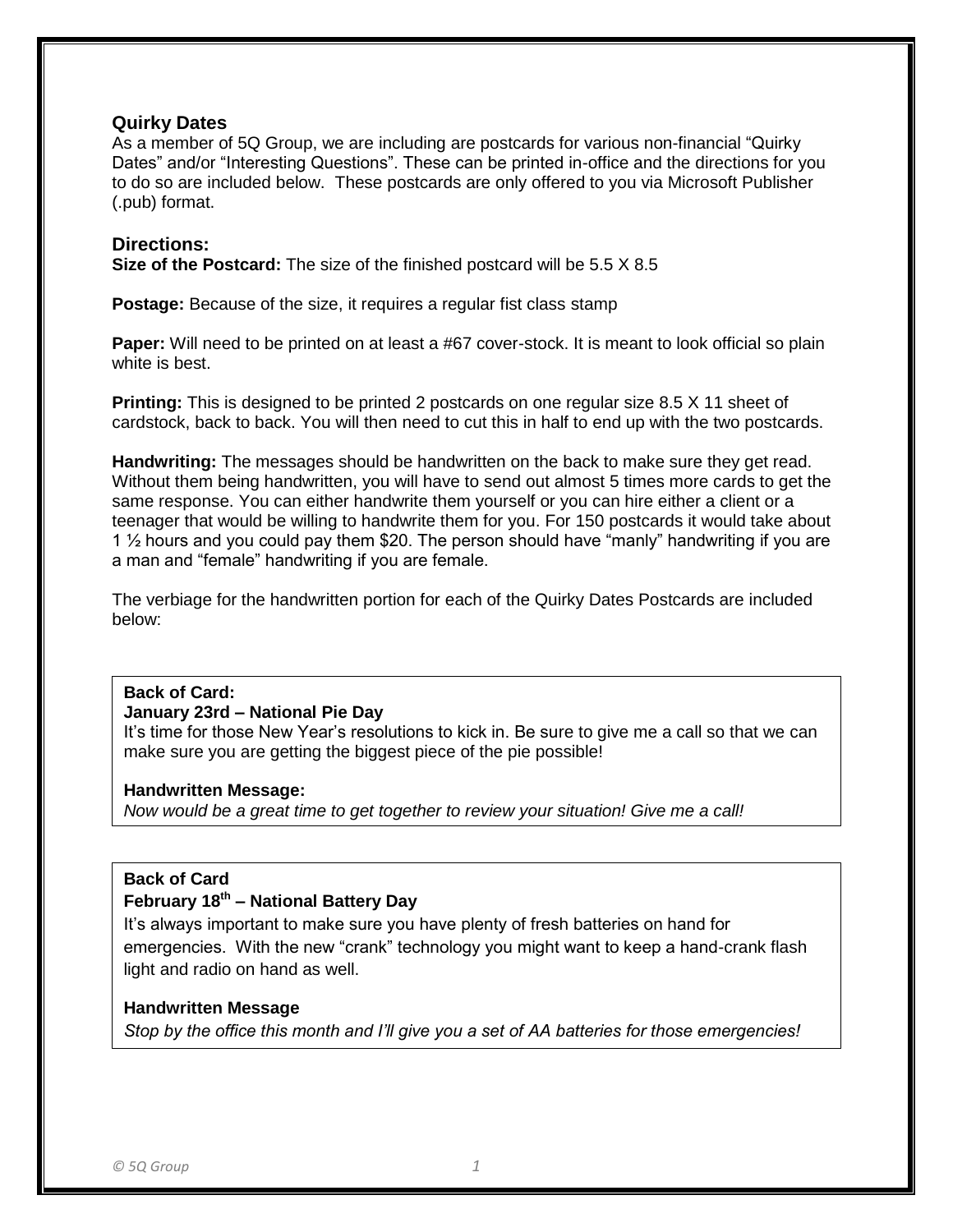## Quirky Dates

As a member of 5Q Group, we are including are postcards for various non-financial "Quirky Dates" and/or "Interesting Questions". These can be printed in-office and the directions for you to do so are included below. These postcards are only offered to you via Microsoft Publisher (.pub) format.

## Directions:

**Size of the Postcard:** The size of the finished postcard will be 5.5 X 8.5

**Postage:** Because of the size, it requires a regular fist class stamp

**Paper:** Will need to be printed on at least a #67 cover-stock. It is meant to look official so plain white is best.

**Printing:** This is designed to be printed 2 postcards on one regular size 8.5 X 11 sheet of cardstock, back to back. You will then need to cut this in half to end up with the two postcards.

**Handwriting:** The messages should be handwritten on the back to make sure they get read. Without them being handwritten, you will have to send out almost 5 times more cards to get the same response. You can either handwrite them yourself or you can hire either a client or a teenager that would be willing to handwrite them for you. For 150 postcards it would take about 1 ½ hours and you could pay them $20. The person should have "manly" handwriting if you are a man and "female" handwriting if you are female.

The verbiage for the handwritten portion for each of the Quirky Dates Postcards are included below:

**Back of Card:**
**January 23rd – National Pie Day**
It's time for those New Year's resolutions to kick in. Be sure to give me a call so that we can make sure you are getting the biggest piece of the pie possible!

**Handwritten Message:**
*Now would be a great time to get together to review your situation! Give me a call!*

**Back of Card**
**February 18th – National Battery Day**
It's always important to make sure you have plenty of fresh batteries on hand for emergencies. With the new "crank" technology you might want to keep a hand-crank flash light and radio on hand as well.

**Handwritten Message**
*Stop by the office this month and I'll give you a set of AA batteries for those emergencies!*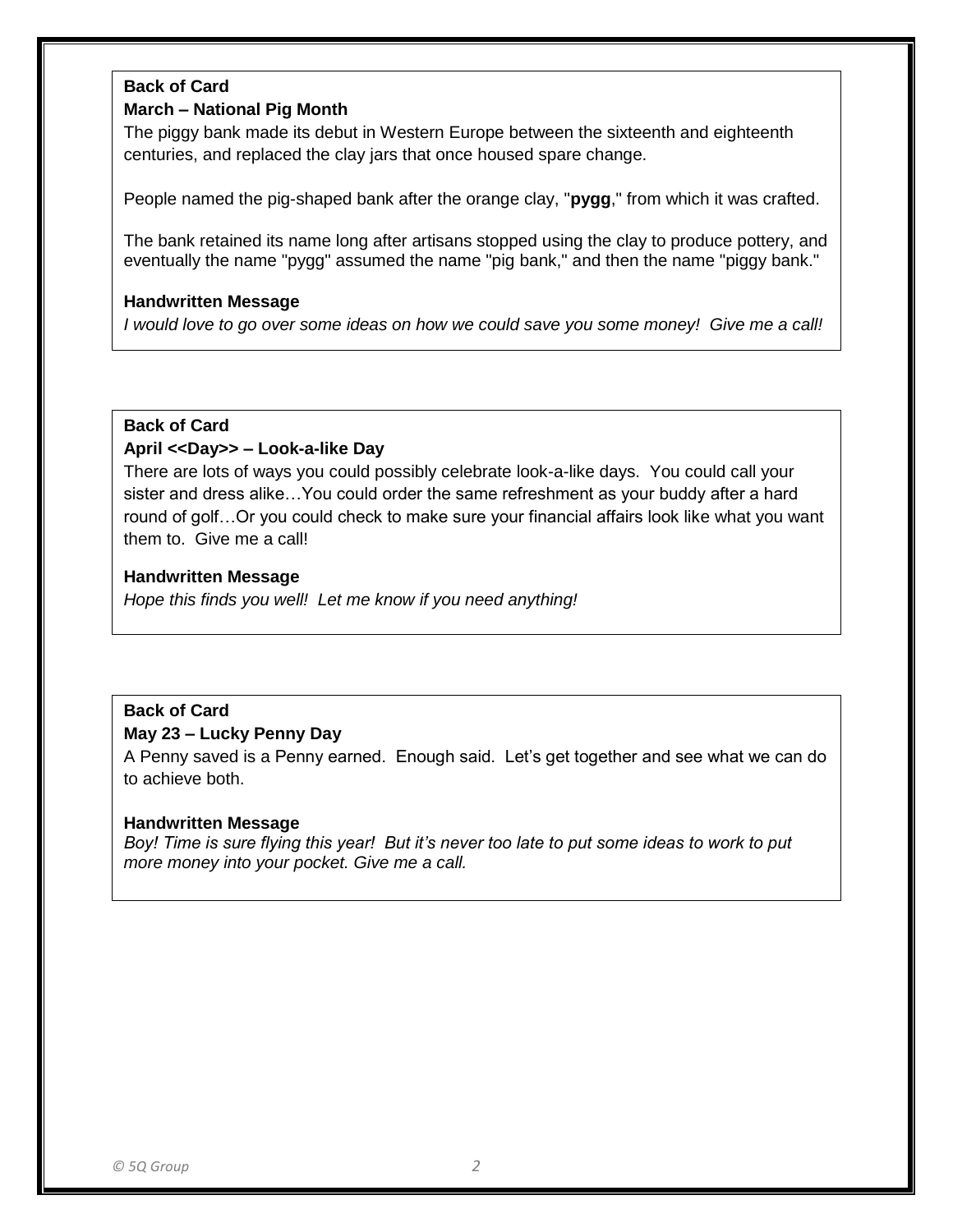**Back of Card**

**March – National Pig Month**

The piggy bank made its debut in Western Europe between the sixteenth and eighteenth centuries, and replaced the clay jars that once housed spare change.

People named the pig-shaped bank after the orange clay, "**pygg**," from which it was crafted.

The bank retained its name long after artisans stopped using the clay to produce pottery, and eventually the name "pygg" assumed the name "pig bank," and then the name "piggy bank."

**Handwritten Message**

*I would love to go over some ideas on how we could save you some money! Give me a call!*

---

**Back of Card**

**April <<Day>> – Look-a-like Day**

There are lots of ways you could possibly celebrate look-a-like days. You could call your sister and dress alike…You could order the same refreshment as your buddy after a hard round of golf…Or you could check to make sure your financial affairs look like what you want them to. Give me a call!

**Handwritten Message**

*Hope this finds you well! Let me know if you need anything!*

---

**Back of Card**

**May 23 – Lucky Penny Day**

A Penny saved is a Penny earned. Enough said. Let's get together and see what we can do to achieve both.

**Handwritten Message**

*Boy! Time is sure flying this year! But it's never too late to put some ideas to work to put more money into your pocket. Give me a call.*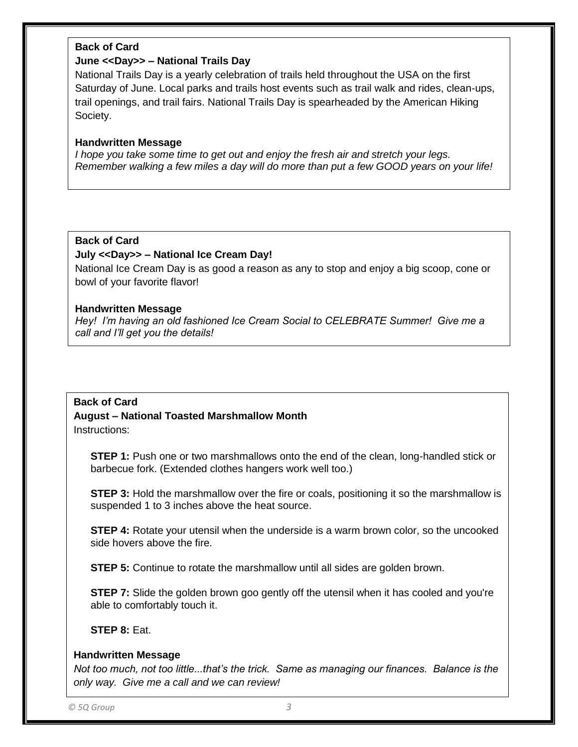**Back of Card**

**June <<Day>> – National Trails Day**

National Trails Day is a yearly celebration of trails held throughout the USA on the first Saturday of June. Local parks and trails host events such as trail walk and rides, clean-ups, trail openings, and trail fairs. National Trails Day is spearheaded by the American Hiking Society.

**Handwritten Message**

*I hope you take some time to get out and enjoy the fresh air and stretch your legs. Remember walking a few miles a day will do more than put a few GOOD years on your life!*

**Back of Card**

**July <<Day>> – National Ice Cream Day!**

National Ice Cream Day is as good a reason as any to stop and enjoy a big scoop, cone or bowl of your favorite flavor!

**Handwritten Message**

*Hey! I'm having an old fashioned Ice Cream Social to CELEBRATE Summer! Give me a call and I'll get you the details!*

**Back of Card**

**August – National Toasted Marshmallow Month**

Instructions:

**STEP 1:** Push one or two marshmallows onto the end of the clean, long-handled stick or barbecue fork. (Extended clothes hangers work well too.)

**STEP 3:** Hold the marshmallow over the fire or coals, positioning it so the marshmallow is suspended 1 to 3 inches above the heat source.

**STEP 4:** Rotate your utensil when the underside is a warm brown color, so the uncooked side hovers above the fire.

**STEP 5:** Continue to rotate the marshmallow until all sides are golden brown.

**STEP 7:** Slide the golden brown goo gently off the utensil when it has cooled and you're able to comfortably touch it.

**STEP 8:** Eat.

**Handwritten Message**

*Not too much, not too little...that's the trick. Same as managing our finances. Balance is the only way. Give me a call and we can review!*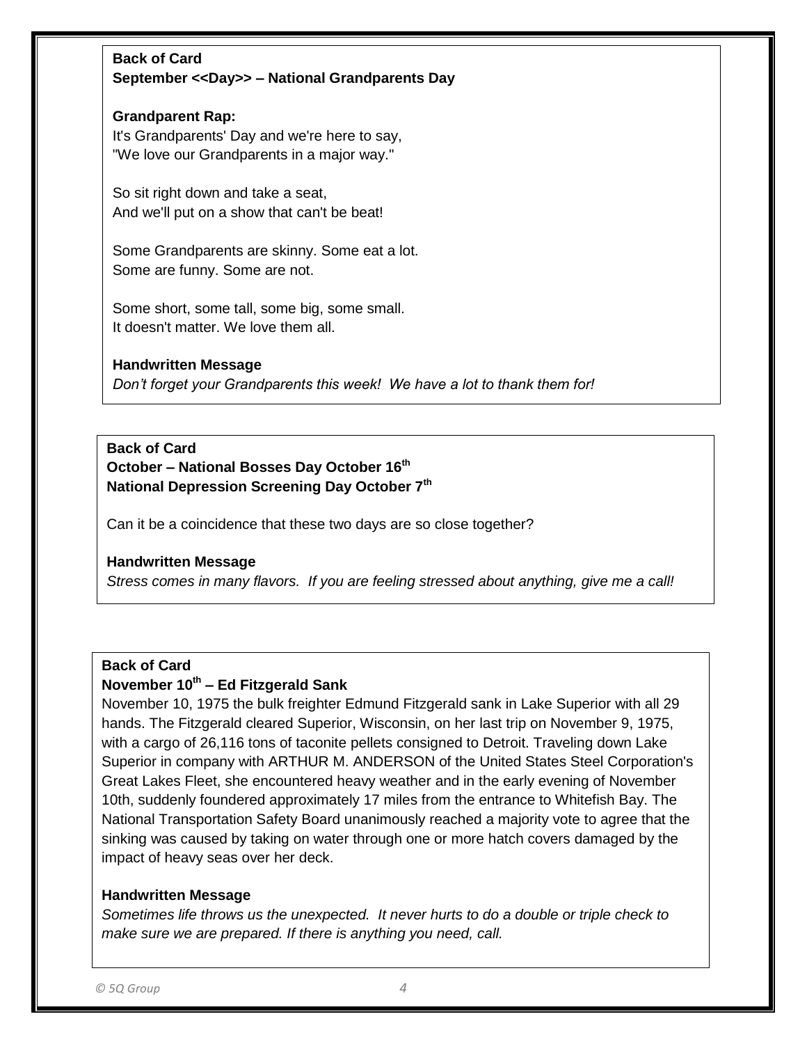**Back of Card**
**September <<Day>> – National Grandparents Day**

**Grandparent Rap:**
It's Grandparents' Day and we're here to say,
"We love our Grandparents in a major way."

So sit right down and take a seat,
And we'll put on a show that can't be beat!

Some Grandparents are skinny. Some eat a lot.
Some are funny. Some are not.

Some short, some tall, some big, some small.
It doesn't matter. We love them all.

**Handwritten Message**
*Don't forget your Grandparents this week! We have a lot to thank them for!*

**Back of Card**
**October – National Bosses Day October 16th**
**National Depression Screening Day October 7th**

Can it be a coincidence that these two days are so close together?

**Handwritten Message**
*Stress comes in many flavors. If you are feeling stressed about anything, give me a call!*

**Back of Card**
**November 10th – Ed Fitzgerald Sank**
November 10, 1975 the bulk freighter Edmund Fitzgerald sank in Lake Superior with all 29 hands. The Fitzgerald cleared Superior, Wisconsin, on her last trip on November 9, 1975, with a cargo of 26,116 tons of taconite pellets consigned to Detroit. Traveling down Lake Superior in company with ARTHUR M. ANDERSON of the United States Steel Corporation's Great Lakes Fleet, she encountered heavy weather and in the early evening of November 10th, suddenly foundered approximately 17 miles from the entrance to Whitefish Bay. The National Transportation Safety Board unanimously reached a majority vote to agree that the sinking was caused by taking on water through one or more hatch covers damaged by the impact of heavy seas over her deck.

**Handwritten Message**
*Sometimes life throws us the unexpected. It never hurts to do a double or triple check to make sure we are prepared. If there is anything you need, call.*

© 5Q Group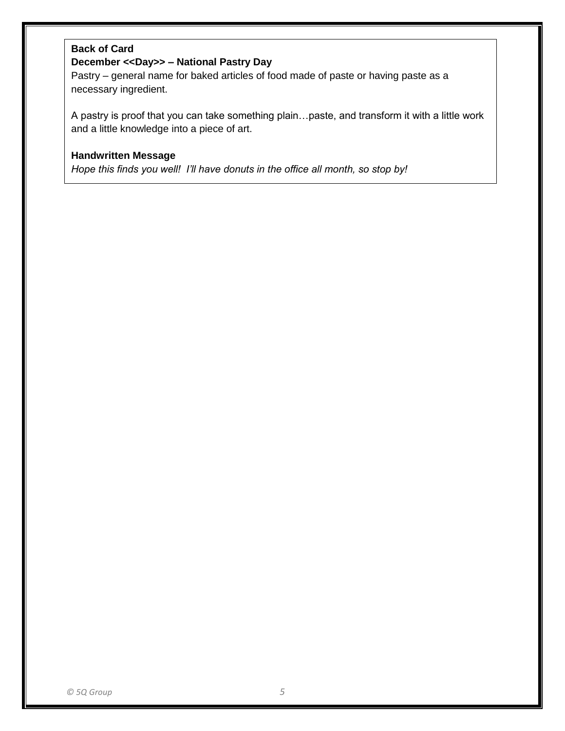**Back of Card**

**December <<Day>> – National Pastry Day**

Pastry – general name for baked articles of food made of paste or having paste as a necessary ingredient.

A pastry is proof that you can take something plain…paste, and transform it with a little work and a little knowledge into a piece of art.

**Handwritten Message**

*Hope this finds you well!  I'll have donuts in the office all month, so stop by!*

© 5Q Group